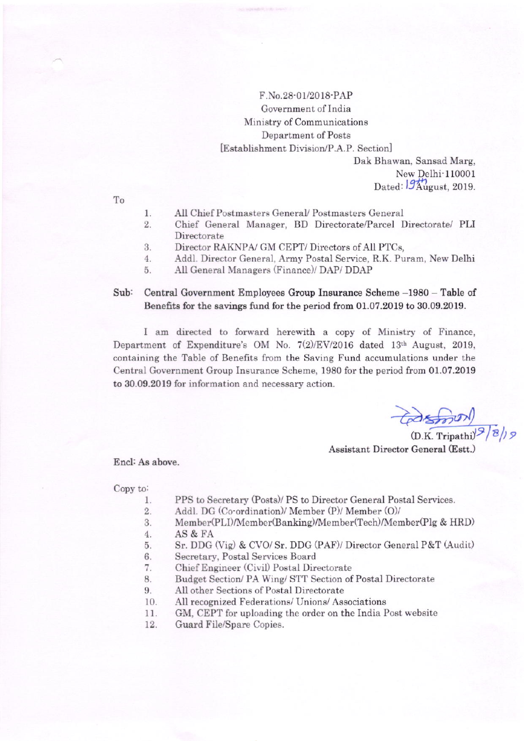F.No.28-01/2018-PAP
Government of India
Ministry of Communications
Department of Posts
[Establishment Division/P.A.P. Section]

Dak Bhawan, Sansad Marg,
New Delhi-110001
Dated: 19th August, 2019.

To

1. All Chief Postmasters General/ Postmasters General
2. Chief General Manager, BD Directorate/Parcel Directorate/ PLI Directorate
3. Director RAKNPA/ GM CEPT/ Directors of All PTCs,
4. Addl. Director General, Army Postal Service, R.K. Puram, New Delhi
5. All General Managers (Finance)/ DAP/ DDAP

**Sub: Central Government Employees Group Insurance Scheme –1980 – Table of Benefits for the savings fund for the period from 01.07.2019 to 30.09.2019.**

I am directed to forward herewith a copy of Ministry of Finance, Department of Expenditure's OM No. 7(2)/EV/2016 dated 13th August, 2019, containing the Table of Benefits from the Saving Fund accumulations under the Central Government Group Insurance Scheme, 1980 for the period from **01.07.2019** to **30.09.2019** for information and necessary action.

(D.K. Tripathi) 19/8/19
Assistant Director General (Estt.)

Encl: As above.

Copy to:

1. PPS to Secretary (Posts)/ PS to Director General Postal Services.
2. Addl. DG (Co-ordination)/ Member (P)/ Member (O)/
3. Member(PLI)/Member(Banking)/Member(Tech)/Member(Plg & HRD)
4. AS & FA
5. Sr. DDG (Vig) & CVO/ Sr. DDG (PAF)/ Director General P&T (Audit)
6. Secretary, Postal Services Board
7. Chief Engineer (Civil) Postal Directorate
8. Budget Section/ PA Wing/ STT Section of Postal Directorate
9. All other Sections of Postal Directorate
10. All recognized Federations/ Unions/ Associations
11. GM, CEPT for uploading the order on the India Post website
12. Guard File/Spare Copies.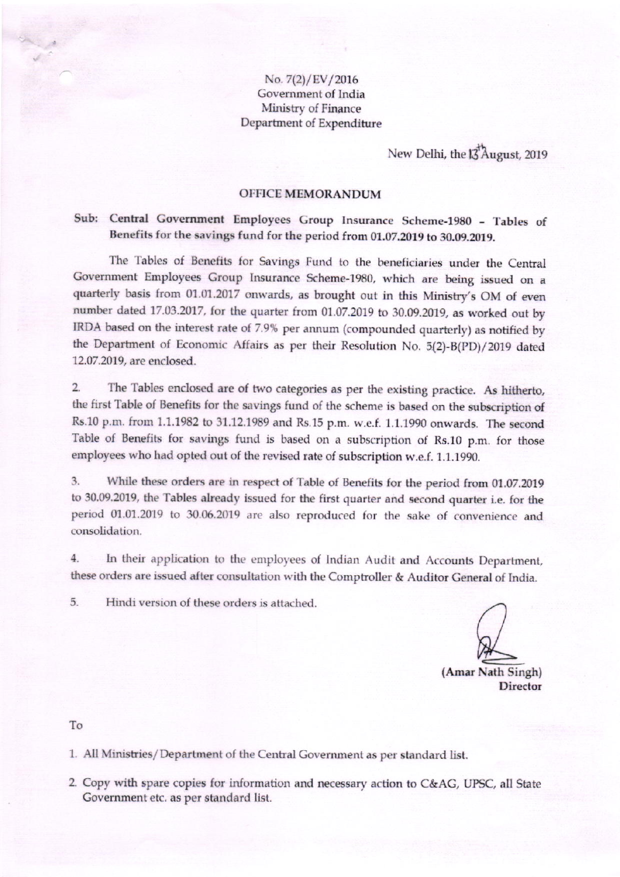No. 7(2)/EV/2016
Government of India
Ministry of Finance
Department of Expenditure

New Delhi, the 13th August, 2019

## OFFICE MEMORANDUM

**Sub: Central Government Employees Group Insurance Scheme-1980 – Tables of Benefits for the savings fund for the period from 01.07.2019 to 30.09.2019.**

The Tables of Benefits for Savings Fund to the beneficiaries under the Central Government Employees Group Insurance Scheme-1980, which are being issued on a quarterly basis from 01.01.2017 onwards, as brought out in this Ministry's OM of even number dated 17.03.2017, for the quarter from 01.07.2019 to 30.09.2019, as worked out by IRDA based on the interest rate of 7.9% per annum (compounded quarterly) as notified by the Department of Economic Affairs as per their Resolution No. 5(2)-B(PD)/2019 dated 12.07.2019, are enclosed.

2. The Tables enclosed are of two categories as per the existing practice. As hitherto, the first Table of Benefits for the savings fund of the scheme is based on the subscription of Rs.10 p.m. from 1.1.1982 to 31.12.1989 and Rs.15 p.m. w.e.f. 1.1.1990 onwards. The second Table of Benefits for savings fund is based on a subscription of Rs.10 p.m. for those employees who had opted out of the revised rate of subscription w.e.f. 1.1.1990.

3. While these orders are in respect of Table of Benefits for the period from 01.07.2019 to 30.09.2019, the Tables already issued for the first quarter and second quarter i.e. for the period 01.01.2019 to 30.06.2019 are also reproduced for the sake of convenience and consolidation.

4. In their application to the employees of Indian Audit and Accounts Department, these orders are issued after consultation with the Comptroller & Auditor General of India.

5. Hindi version of these orders is attached.

(Amar Nath Singh)
Director

To

1. All Ministries/Department of the Central Government as per standard list.
2. Copy with spare copies for information and necessary action to C&AG, UPSC, all State Government etc. as per standard list.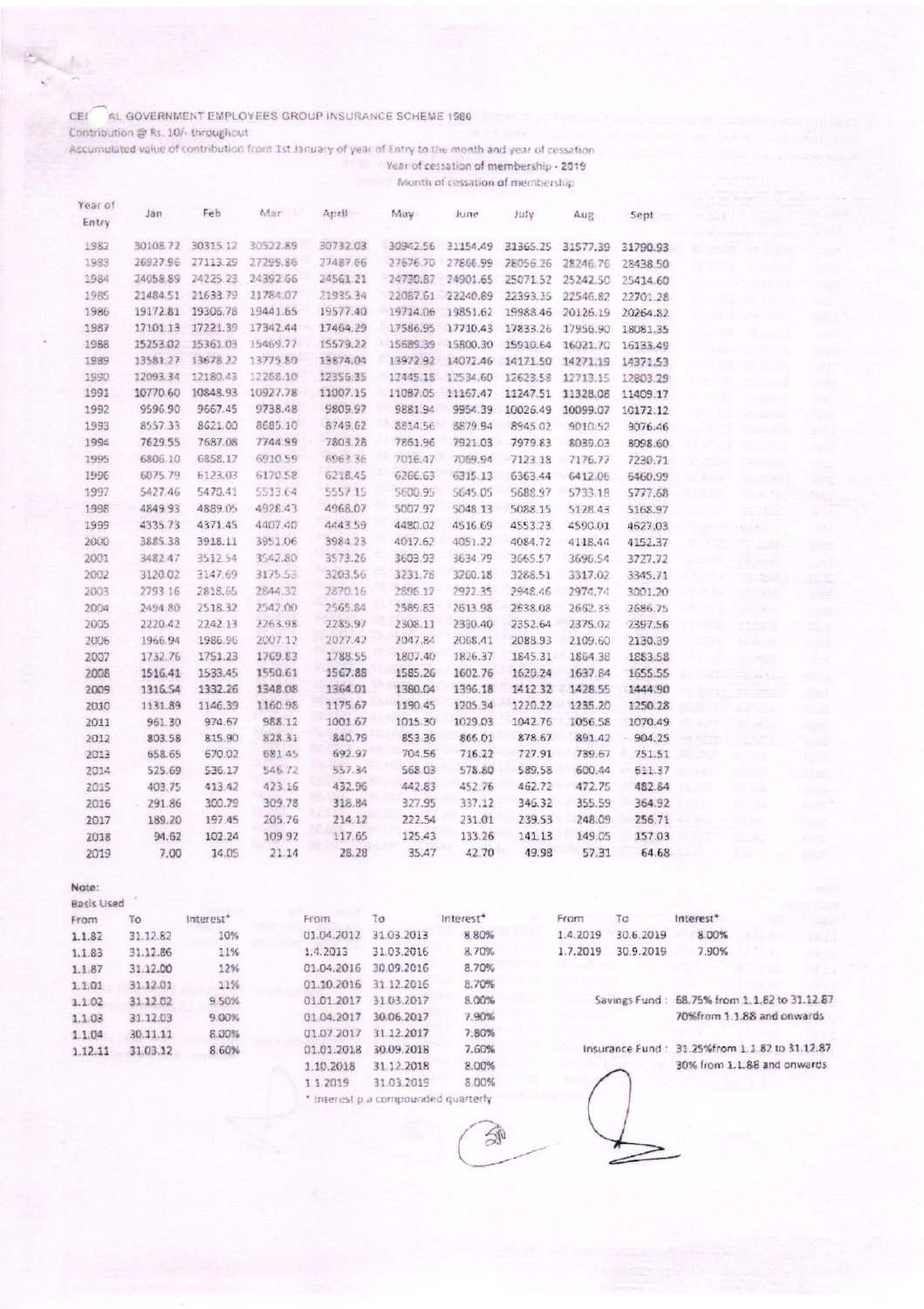CENTRAL GOVERNMENT EMPLOYEES GROUP INSURANCE SCHEME 1980

Contribution @ Rs. 10/- throughout

Accumulated value of contribution from 1st January of year of Entry to the month and year of cessation

Year of cessation of membership - 2019

Month of cessation of membership

| Year of Entry | Jan | Feb | Mar | April | May | June | July | Aug | Sept |
|---|---|---|---|---|---|---|---|---|---|
| 1982 | 30108.72 | 30315.12 | 30522.89 | 30732.03 | 30942.56 | 31154.49 | 31365.25 | 31577.39 | 31790.93 |
| 1983 | 26927.96 | 27113.29 | 27299.86 | 27487.66 | 27676.70 | 27866.99 | 28056.26 | 28246.76 | 28438.50 |
| 1984 | 24058.89 | 24225.23 | 24392.66 | 24561.21 | 24730.87 | 24901.65 | 25071.52 | 25242.50 | 25414.60 |
| 1985 | 21484.51 | 21633.79 | 21784.07 | 21935.34 | 22087.61 | 22240.89 | 22393.35 | 22546.82 | 22701.28 |
| 1986 | 19172.81 | 19306.78 | 19441.65 | 19577.40 | 19714.06 | 19851.62 | 19988.46 | 20126.19 | 20264.82 |
| 1987 | 17101.13 | 17221.39 | 17342.44 | 17464.29 | 17586.95 | 17710.43 | 17833.26 | 17956.90 | 18081.35 |
| 1988 | 15253.02 | 15361.03 | 15469.77 | 15579.22 | 15689.39 | 15800.30 | 15910.64 | 16021.70 | 16133.49 |
| 1989 | 13581.27 | 13678.22 | 13775.80 | 13874.04 | 13972.92 | 14072.46 | 14171.50 | 14271.19 | 14371.53 |
| 1990 | 12093.34 | 12180.43 | 12268.10 | 12356.35 | 12445.18 | 12534.60 | 12623.58 | 12713.15 | 12803.29 |
| 1991 | 10770.60 | 10848.93 | 10927.78 | 11007.15 | 11087.05 | 11167.47 | 11247.51 | 11328.08 | 11409.17 |
| 1992 | 9596.90 | 9667.45 | 9738.48 | 9809.97 | 9881.94 | 9954.39 | 10026.49 | 10099.07 | 10172.12 |
| 1993 | 8557.33 | 8621.00 | 8685.10 | 8749.62 | 8814.56 | 8879.94 | 8945.02 | 9010.52 | 9076.46 |
| 1994 | 7629.55 | 7687.08 | 7744.99 | 7803.28 | 7861.96 | 7921.03 | 7979.83 | 8039.03 | 8098.60 |
| 1995 | 6806.10 | 6858.17 | 6910.59 | 6963.36 | 7016.47 | 7069.94 | 7123.18 | 7176.77 | 7230.71 |
| 1996 | 6075.79 | 6123.03 | 6170.58 | 6218.45 | 6266.63 | 6315.13 | 6363.44 | 6412.06 | 6460.99 |
| 1997 | 5427.46 | 5470.41 | 5513.64 | 5557.15 | 5600.95 | 5645.05 | 5688.97 | 5733.18 | 5777.68 |
| 1998 | 4849.93 | 4889.05 | 4928.43 | 4968.07 | 5007.97 | 5048.13 | 5088.15 | 5128.43 | 5168.97 |
| 1999 | 4335.73 | 4371.45 | 4407.40 | 4443.59 | 4480.02 | 4516.69 | 4553.23 | 4590.01 | 4627.03 |
| 2000 | 3885.38 | 3918.11 | 3951.06 | 3984.23 | 4017.62 | 4051.22 | 4084.72 | 4118.44 | 4152.37 |
| 2001 | 3482.47 | 3512.54 | 3542.80 | 3573.26 | 3603.93 | 3634.79 | 3665.57 | 3696.54 | 3727.72 |
| 2002 | 3120.02 | 3147.69 | 3175.53 | 3203.56 | 3231.78 | 3260.18 | 3288.51 | 3317.02 | 3345.71 |
| 2003 | 2793.16 | 2818.65 | 2844.32 | 2870.16 | 2896.17 | 2922.35 | 2948.46 | 2974.74 | 3001.20 |
| 2004 | 2494.80 | 2518.32 | 2542.00 | 2565.84 | 2589.83 | 2613.98 | 2638.08 | 2662.33 | 2686.75 |
| 2005 | 2220.42 | 2242.13 | 2263.98 | 2285.97 | 2308.11 | 2330.40 | 2352.64 | 2375.02 | 2397.56 |
| 2006 | 1966.94 | 1986.96 | 2007.12 | 2027.42 | 2047.84 | 2068.41 | 2088.93 | 2109.60 | 2130.39 |
| 2007 | 1732.76 | 1751.23 | 1769.83 | 1788.55 | 1807.40 | 1826.37 | 1845.31 | 1864.38 | 1883.58 |
| 2008 | 1516.41 | 1533.45 | 1550.61 | 1567.88 | 1585.26 | 1602.76 | 1620.24 | 1637.84 | 1655.55 |
| 2009 | 1316.54 | 1332.26 | 1348.08 | 1364.01 | 1380.04 | 1396.18 | 1412.32 | 1428.55 | 1444.90 |
| 2010 | 1131.89 | 1146.39 | 1160.98 | 1175.67 | 1190.45 | 1205.34 | 1220.22 | 1235.20 | 1250.28 |
| 2011 | 961.30 | 974.67 | 988.12 | 1001.67 | 1015.30 | 1029.03 | 1042.76 | 1056.58 | 1070.49 |
| 2012 | 803.58 | 815.90 | 828.31 | 840.79 | 853.36 | 866.01 | 878.67 | 891.42 | 904.25 |
| 2013 | 658.65 | 670.02 | 681.45 | 692.97 | 704.56 | 716.22 | 727.91 | 739.67 | 751.51 |
| 2014 | 525.69 | 536.17 | 546.72 | 557.34 | 568.03 | 578.80 | 589.58 | 600.44 | 611.37 |
| 2015 | 403.75 | 413.42 | 423.16 | 432.96 | 442.83 | 452.76 | 462.72 | 472.75 | 482.84 |
| 2016 | 291.86 | 300.79 | 309.78 | 318.84 | 327.95 | 337.12 | 346.32 | 355.59 | 364.92 |
| 2017 | 189.20 | 197.45 | 205.76 | 214.12 | 222.54 | 231.01 | 239.53 | 248.09 | 256.71 |
| 2018 | 94.62 | 102.24 | 109.92 | 117.65 | 125.43 | 133.26 | 141.13 | 149.05 | 157.03 |
| 2019 | 7.00 | 14.05 | 21.14 | 28.28 | 35.47 | 42.70 | 49.98 | 57.31 | 64.68 |

Note:

Basis Used

| From | To | Interest* |
|---|---|---|
| 1.1.82 | 31.12.82 | 10% |
| 1.1.83 | 31.12.86 | 11% |
| 1.1.87 | 31.12.00 | 12% |
| 1.1.01 | 31.12.01 | 11% |
| 1.1.02 | 31.12.02 | 9.50% |
| 1.1.03 | 31.12.03 | 9.00% |
| 1.1.04 | 30.11.11 | 8.00% |
| 1.12.11 | 31.03.12 | 8.60% |

| From | To | Interest* |
|---|---|---|
| 01.04.2012 | 31.03.2013 | 8.80% |
| 1.4.2013 | 31.03.2016 | 8.70% |
| 01.04.2016 | 30.09.2016 | 8.70% |
| 01.10.2016 | 31.12.2016 | 8.70% |
| 01.01.2017 | 31.03.2017 | 8.00% |
| 01.04.2017 | 30.06.2017 | 7.90% |
| 01.07.2017 | 31.12.2017 | 7.80% |
| 01.01.2018 | 30.09.2018 | 7.60% |
| 1.10.2018 | 31.12.2018 | 8.00% |
| 1.1.2019 | 31.03.2019 | 8.00% |

| From | To | Interest* |
|---|---|---|
| 1.4.2019 | 30.6.2019 | 8.00% |
| 1.7.2019 | 30.9.2019 | 7.90% |

\* Interest p.a compounded quarterly

Savings Fund : 68.75% from 1.1.82 to 31.12.87
70%from 1.1.88 and onwards

Insurance Fund : 31.25%from 1.1.82 to 31.12.87
30% from 1.1.88 and onwards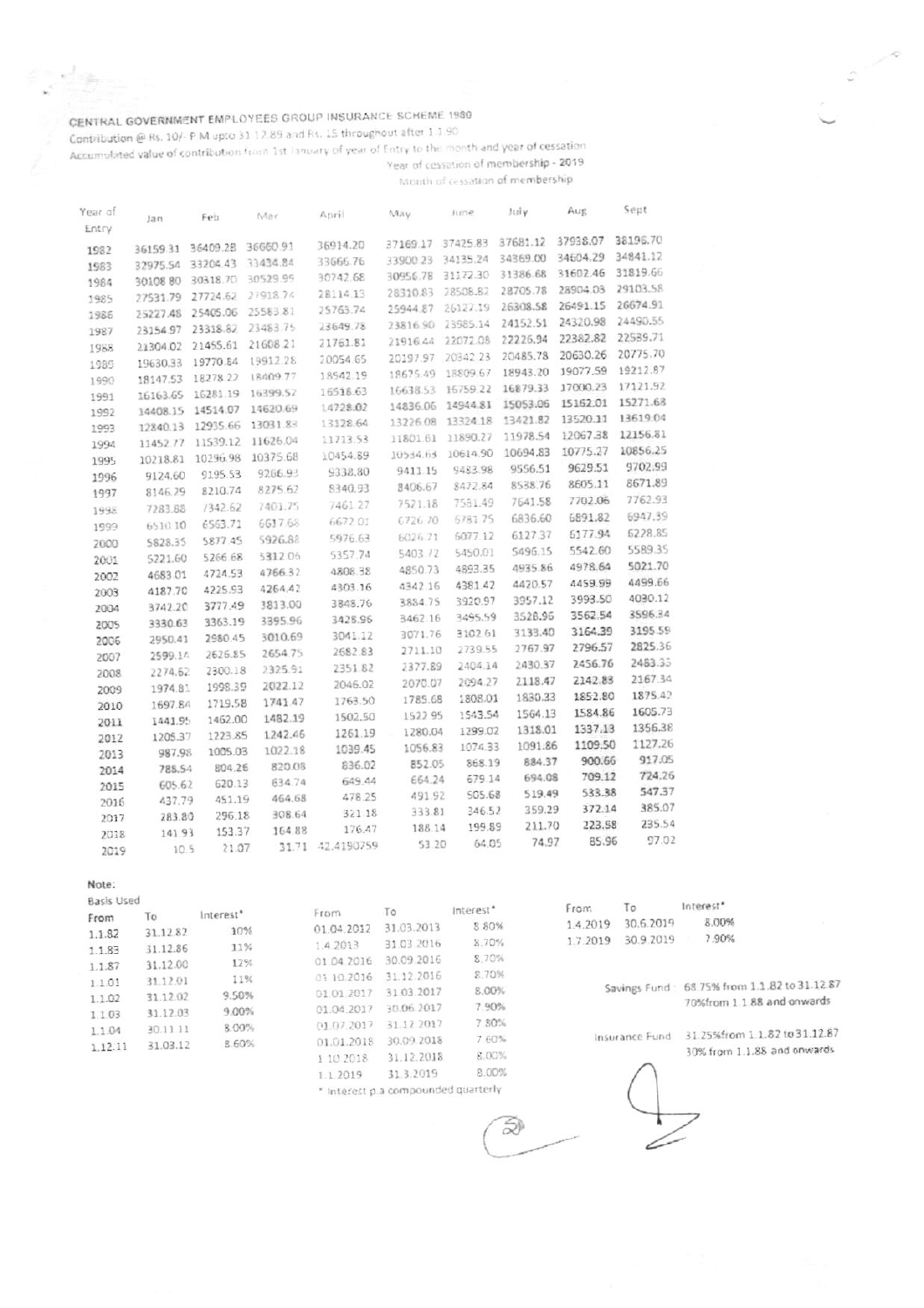CENTRAL GOVERNMENT EMPLOYEES GROUP INSURANCE SCHEME 1980

Contribution @ Rs. 10/- P.M upto 31.12.89 and Rs. 15 throughout after 1.1.90

Accumulated value of contribution from 1st January of year of Entry to the month and year of cessation

Year of cessation of membership - 2019

Month of cessation of membership

| Year of Entry | Jan | Feb | Mar | April | May | June | July | Aug | Sept |
|---|---|---|---|---|---|---|---|---|---|
| 1982 | 36159.31 | 36409.28 | 36660.91 | 36914.20 | 37169.17 | 37425.83 | 37681.12 | 37938.07 | 38196.70 |
| 1983 | 32975.54 | 33204.43 | 33434.84 | 33666.76 | 33900.23 | 34135.24 | 34369.00 | 34604.29 | 34841.12 |
| 1984 | 30108.80 | 30318.70 | 30529.99 | 30742.68 | 30956.78 | 31172.30 | 31386.68 | 31602.46 | 31819.66 |
| 1985 | 27531.79 | 27724.62 | 27918.74 | 28114.13 | 28310.83 | 28508.82 | 28705.78 | 28904.03 | 29103.58 |
| 1986 | 25227.48 | 25405.06 | 25583.81 | 25763.74 | 25944.87 | 26127.19 | 26308.58 | 26491.15 | 26674.91 |
| 1987 | 23154.97 | 23318.82 | 23483.75 | 23649.78 | 23816.90 | 23985.14 | 24152.51 | 24320.98 | 24490.55 |
| 1988 | 21304.02 | 21455.61 | 21608.21 | 21761.81 | 21916.44 | 22072.08 | 22226.94 | 22382.82 | 22539.71 |
| 1989 | 19630.33 | 19770.84 | 19912.28 | 20054.65 | 20197.97 | 20342.23 | 20485.78 | 20630.26 | 20775.70 |
| 1990 | 18147.53 | 18278.22 | 18409.77 | 18542.19 | 18675.49 | 18809.67 | 18943.20 | 19077.59 | 19212.87 |
| 1991 | 16163.65 | 16281.19 | 16399.57 | 16518.63 | 16638.53 | 16759.22 | 16879.33 | 17000.23 | 17121.92 |
| 1992 | 14408.15 | 14514.07 | 14620.69 | 14728.02 | 14836.06 | 14944.81 | 15053.06 | 15162.01 | 15271.68 |
| 1993 | 12840.13 | 12935.66 | 13031.83 | 13128.64 | 13226.08 | 13324.18 | 13421.82 | 13520.11 | 13619.04 |
| 1994 | 11452.77 | 11539.12 | 11626.04 | 11713.53 | 11801.61 | 11890.27 | 11978.54 | 12067.38 | 12156.81 |
| 1995 | 10218.81 | 10296.98 | 10375.68 | 10454.89 | 10534.63 | 10614.90 | 10694.83 | 10775.27 | 10856.25 |
| 1996 | 9124.60 | 9195.53 | 9266.93 | 9338.80 | 9411.15 | 9483.98 | 9556.51 | 9629.51 | 9702.99 |
| 1997 | 8146.29 | 8210.74 | 8275.62 | 8340.93 | 8406.67 | 8472.84 | 8538.76 | 8605.11 | 8671.89 |
| 1998 | 7283.88 | 7342.62 | 7401.75 | 7461.27 | 7521.18 | 7581.49 | 7641.58 | 7702.06 | 7762.93 |
| 1999 | 6510.10 | 6563.71 | 6617.68 | 6672.01 | 6726.70 | 6781.75 | 6836.60 | 6891.82 | 6947.39 |
| 2000 | 5828.35 | 5877.45 | 5926.88 | 5976.63 | 6026.71 | 6077.12 | 6127.37 | 6177.94 | 6228.85 |
| 2001 | 5221.60 | 5266.68 | 5312.06 | 5357.74 | 5403.72 | 5450.01 | 5496.15 | 5542.60 | 5589.35 |
| 2002 | 4683.01 | 4724.53 | 4766.32 | 4808.38 | 4850.73 | 4893.35 | 4935.86 | 4978.64 | 5021.70 |
| 2003 | 4187.70 | 4225.93 | 4264.42 | 4303.16 | 4342.16 | 4381.42 | 4420.57 | 4459.99 | 4499.66 |
| 2004 | 3742.20 | 3777.49 | 3813.00 | 3848.76 | 3884.75 | 3920.97 | 3957.12 | 3993.50 | 4030.12 |
| 2005 | 3330.63 | 3363.19 | 3395.96 | 3428.96 | 3462.16 | 3495.59 | 3528.96 | 3562.54 | 3596.34 |
| 2006 | 2950.41 | 2980.45 | 3010.69 | 3041.12 | 3071.76 | 3102.61 | 3133.40 | 3164.39 | 3195.59 |
| 2007 | 2599.14 | 2626.85 | 2654.75 | 2682.83 | 2711.10 | 2739.55 | 2767.97 | 2796.57 | 2825.36 |
| 2008 | 2274.62 | 2300.18 | 2325.91 | 2351.82 | 2377.89 | 2404.14 | 2430.37 | 2456.76 | 2483.33 |
| 2009 | 1974.81 | 1998.39 | 2022.12 | 2046.02 | 2070.07 | 2094.27 | 2118.47 | 2142.83 | 2167.34 |
| 2010 | 1697.84 | 1719.58 | 1741.47 | 1763.50 | 1785.68 | 1808.01 | 1830.33 | 1852.80 | 1875.42 |
| 2011 | 1441.95 | 1462.00 | 1482.19 | 1502.50 | 1522.95 | 1543.54 | 1564.13 | 1584.86 | 1605.73 |
| 2012 | 1205.37 | 1223.85 | 1242.46 | 1261.19 | 1280.04 | 1299.02 | 1318.01 | 1337.13 | 1356.38 |
| 2013 | 987.98 | 1005.03 | 1022.18 | 1039.45 | 1056.83 | 1074.33 | 1091.86 | 1109.50 | 1127.26 |
| 2014 | 788.54 | 804.26 | 820.08 | 836.02 | 852.05 | 868.19 | 884.37 | 900.66 | 917.05 |
| 2015 | 605.62 | 620.13 | 634.74 | 649.44 | 664.24 | 679.14 | 694.08 | 709.12 | 724.26 |
| 2016 | 437.79 | 451.19 | 464.68 | 478.25 | 491.92 | 505.68 | 519.49 | 533.38 | 547.37 |
| 2017 | 283.80 | 296.18 | 308.64 | 321.18 | 333.81 | 346.52 | 359.29 | 372.14 | 385.07 |
| 2018 | 141.93 | 153.37 | 164.88 | 176.47 | 188.14 | 199.89 | 211.70 | 223.58 | 235.54 |
| 2019 | 10.5 | 21.07 | 31.71 | 42.4150759 | 53.20 | 64.05 | 74.97 | 85.96 | 97.02 |

Note:

Basis Used

| From | To | Interest* |
|---|---|---|
| 1.1.82 | 31.12.82 | 10% |
| 1.1.83 | 31.12.86 | 11% |
| 1.1.87 | 31.12.00 | 12% |
| 1.1.01 | 31.12.01 | 11% |
| 1.1.02 | 31.12.02 | 9.50% |
| 1.1.03 | 31.12.03 | 9.00% |
| 1.1.04 | 30.11.11 | 8.00% |
| 1.12.11 | 31.03.12 | 8.60% |

| From | To | Interest* |
|---|---|---|
| 01.04.2012 | 31.03.2013 | 8.80% |
| 1.4.2013 | 31.03.2016 | 8.70% |
| 01.04.2016 | 30.09.2016 | 8.70% |
| 01.10.2016 | 31.12.2016 | 8.70% |
| 01.01.2017 | 31.03.2017 | 8.00% |
| 01.04.2017 | 30.06.2017 | 7.90% |
| 01.07.2017 | 31.12.2017 | 7.80% |
| 01.01.2018 | 30.09.2018 | 7.60% |
| 1.10.2018 | 31.12.2018 | 8.00% |
| 1.1.2019 | 31.3.2019 | 8.00% |

\* Interest p.a compounded quarterly

| From | To | Interest* |
|---|---|---|
| 1.4.2019 | 30.6.2019 | 8.00% |
| 1.7.2019 | 30.9.2019 | 7.90% |

Savings Fund : 68.75% from 1.1.82 to 31.12.87, 70% from 1.1.88 and onwards

Insurance Fund : 31.25% from 1.1.82 to 31.12.87, 30% from 1.1.88 and onwards